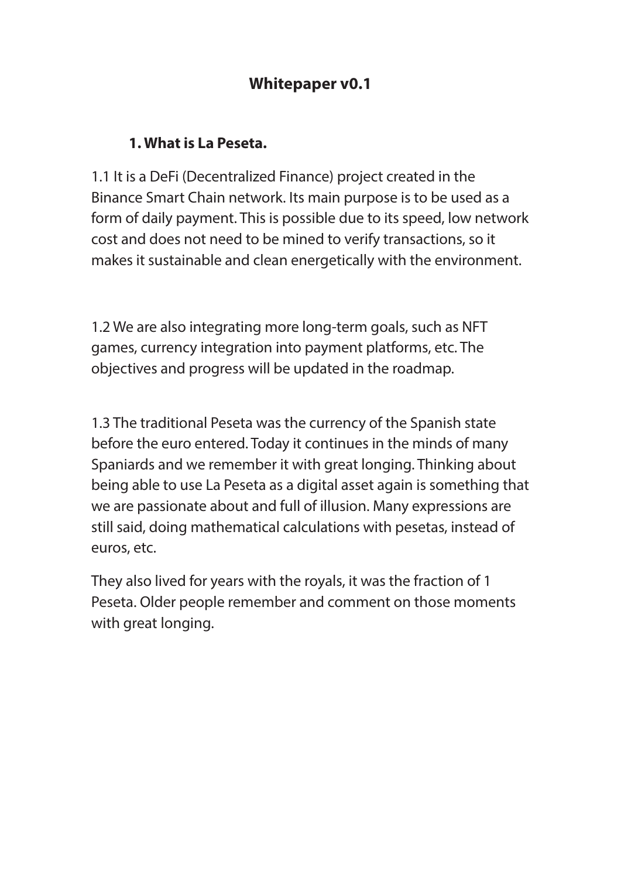# Whitepaper v0.1

## 1. What is La Peseta.

1.1 It is a DeFi (Decentralized Finance) project created in the Binance Smart Chain network. Its main purpose is to be used as a form of daily payment. This is possible due to its speed, low network cost and does not need to be mined to verify transactions, so it makes it sustainable and clean energetically with the environment.

1.2 We are also integrating more long-term goals, such as NFT games, currency integration into payment platforms, etc. The objectives and progress will be updated in the roadmap.

1.3 The traditional Peseta was the currency of the Spanish state before the euro entered. Today it continues in the minds of many Spaniards and we remember it with great longing. Thinking about being able to use La Peseta as a digital asset again is something that we are passionate about and full of illusion. Many expressions are still said, doing mathematical calculations with pesetas, instead of euros, etc.

They also lived for years with the royals, it was the fraction of 1 Peseta. Older people remember and comment on those moments with great longing.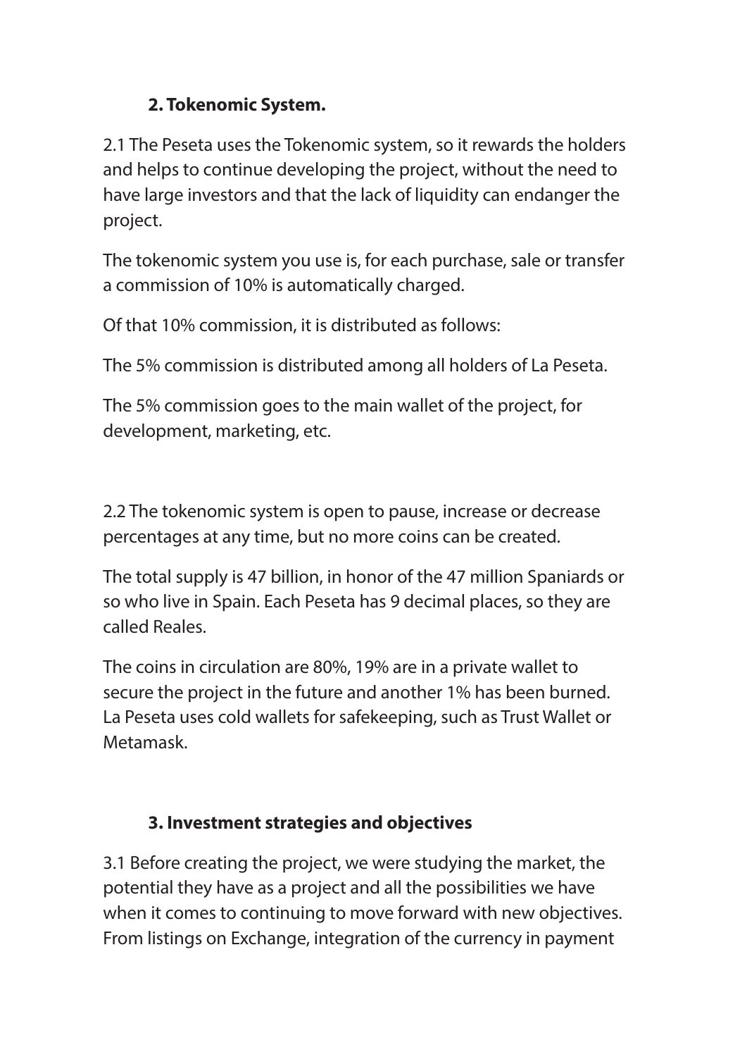## 2. Tokenomic System.

2.1 The Peseta uses the Tokenomic system, so it rewards the holders and helps to continue developing the project, without the need to have large investors and that the lack of liquidity can endanger the project.

The tokenomic system you use is, for each purchase, sale or transfer a commission of 10% is automatically charged.

Of that 10% commission, it is distributed as follows:

The 5% commission is distributed among all holders of La Peseta.

The 5% commission goes to the main wallet of the project, for development, marketing, etc.

2.2 The tokenomic system is open to pause, increase or decrease percentages at any time, but no more coins can be created.

The total supply is 47 billion, in honor of the 47 million Spaniards or so who live in Spain. Each Peseta has 9 decimal places, so they are called Reales.

The coins in circulation are 80%, 19% are in a private wallet to secure the project in the future and another 1% has been burned. La Peseta uses cold wallets for safekeeping, such as Trust Wallet or Metamask.

## 3. Investment strategies and objectives

3.1 Before creating the project, we were studying the market, the potential they have as a project and all the possibilities we have when it comes to continuing to move forward with new objectives. From listings on Exchange, integration of the currency in payment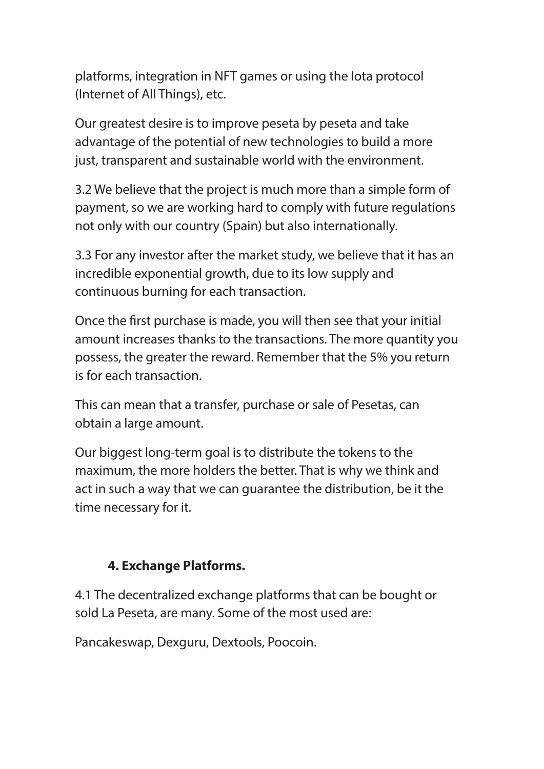platforms, integration in NFT games or using the Iota protocol (Internet of All Things), etc.

Our greatest desire is to improve peseta by peseta and take advantage of the potential of new technologies to build a more just, transparent and sustainable world with the environment.

3.2 We believe that the project is much more than a simple form of payment, so we are working hard to comply with future regulations not only with our country (Spain) but also internationally.

3.3 For any investor after the market study, we believe that it has an incredible exponential growth, due to its low supply and continuous burning for each transaction.

Once the first purchase is made, you will then see that your initial amount increases thanks to the transactions. The more quantity you possess, the greater the reward. Remember that the 5% you return is for each transaction.

This can mean that a transfer, purchase or sale of Pesetas, can obtain a large amount.

Our biggest long-term goal is to distribute the tokens to the maximum, the more holders the better. That is why we think and act in such a way that we can guarantee the distribution, be it the time necessary for it.

## 4. Exchange Platforms.

4.1 The decentralized exchange platforms that can be bought or sold La Peseta, are many. Some of the most used are:

Pancakeswap, Dexguru, Dextools, Poocoin.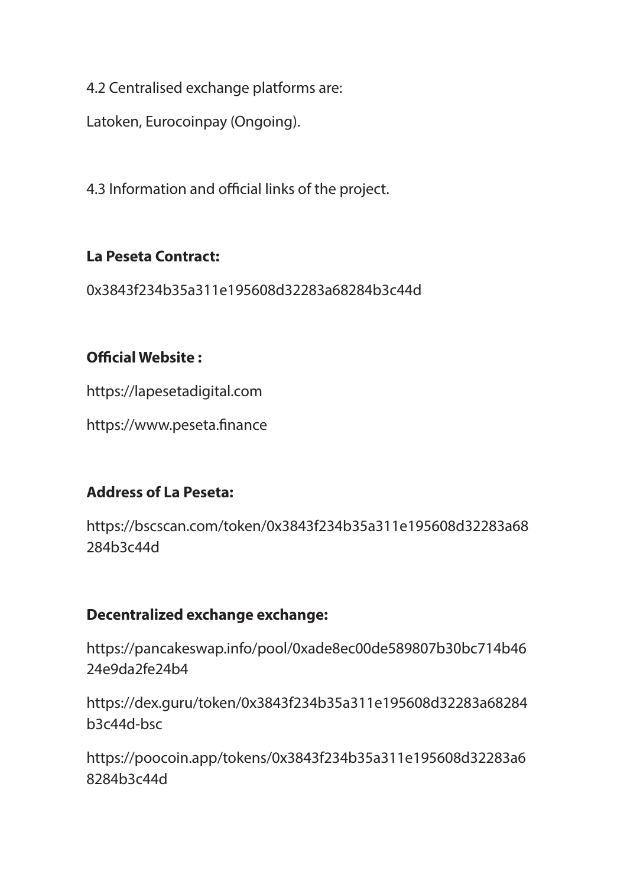4.2 Centralised exchange platforms are:

Latoken, Eurocoinpay (Ongoing).

4.3 Information and official links of the project.

**La Peseta Contract:**

0x3843f234b35a311e195608d32283a68284b3c44d

**Official Website :**

https://lapesetadigital.com

https://www.peseta.finance

**Address of La Peseta:**

https://bscscan.com/token/0x3843f234b35a311e195608d32283a68284b3c44d

**Decentralized exchange exchange:**

https://pancakeswap.info/pool/0xade8ec00de589807b30bc714b4624e9da2fe24b4

https://dex.guru/token/0x3843f234b35a311e195608d32283a68284b3c44d-bsc

https://poocoin.app/tokens/0x3843f234b35a311e195608d32283a68284b3c44d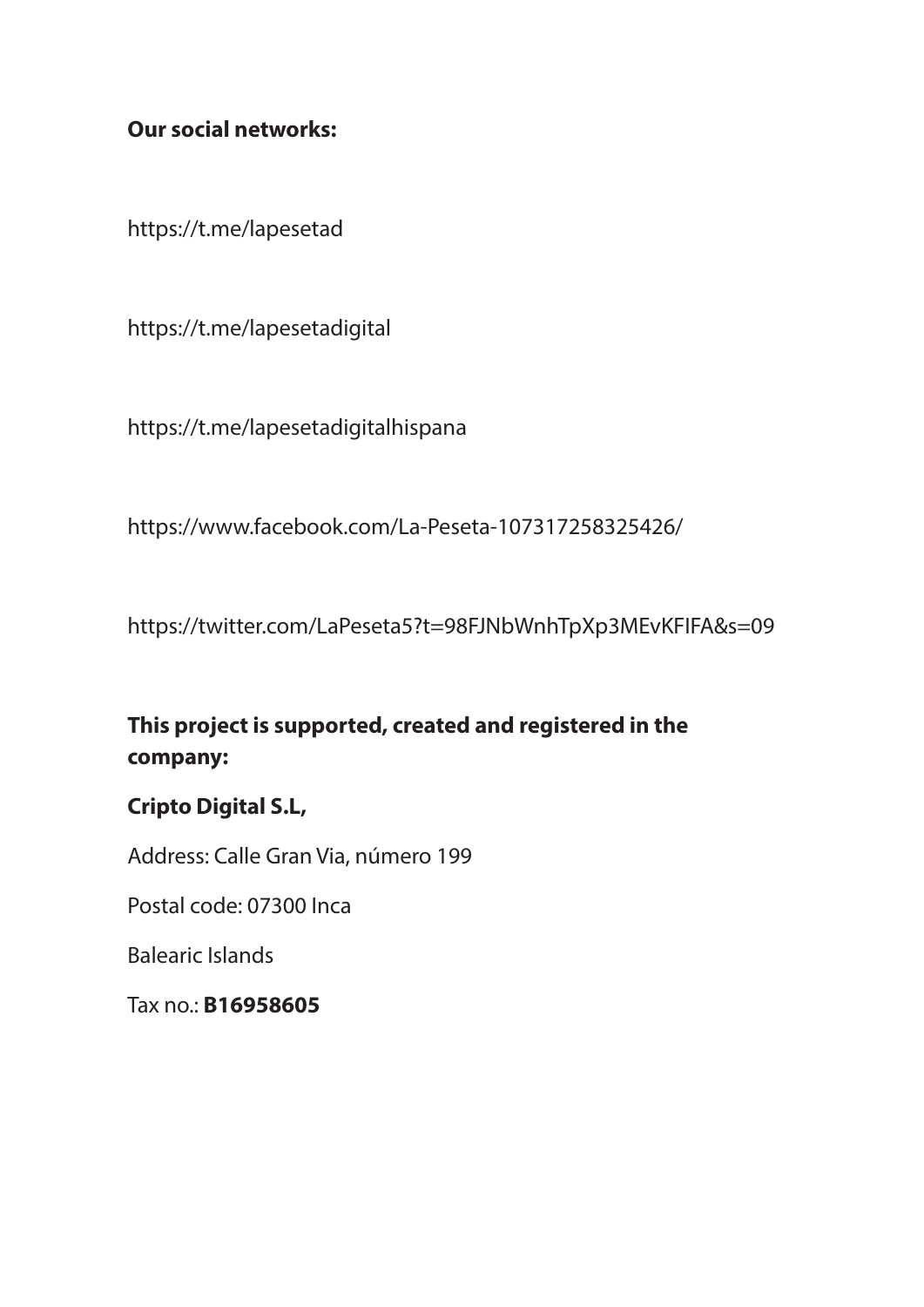**Our social networks:**

https://t.me/lapesetad

https://t.me/lapesetadigital

https://t.me/lapesetadigitalhispana

https://www.facebook.com/La-Peseta-107317258325426/

https://twitter.com/LaPeseta5?t=98FJNbWnhTpXp3MEvKFIFA&s=09

**This project is supported, created and registered in the company:**

**Cripto Digital S.L,**

Address: Calle Gran Via, número 199

Postal code: 07300 Inca

Balearic Islands

Tax no.: **B16958605**